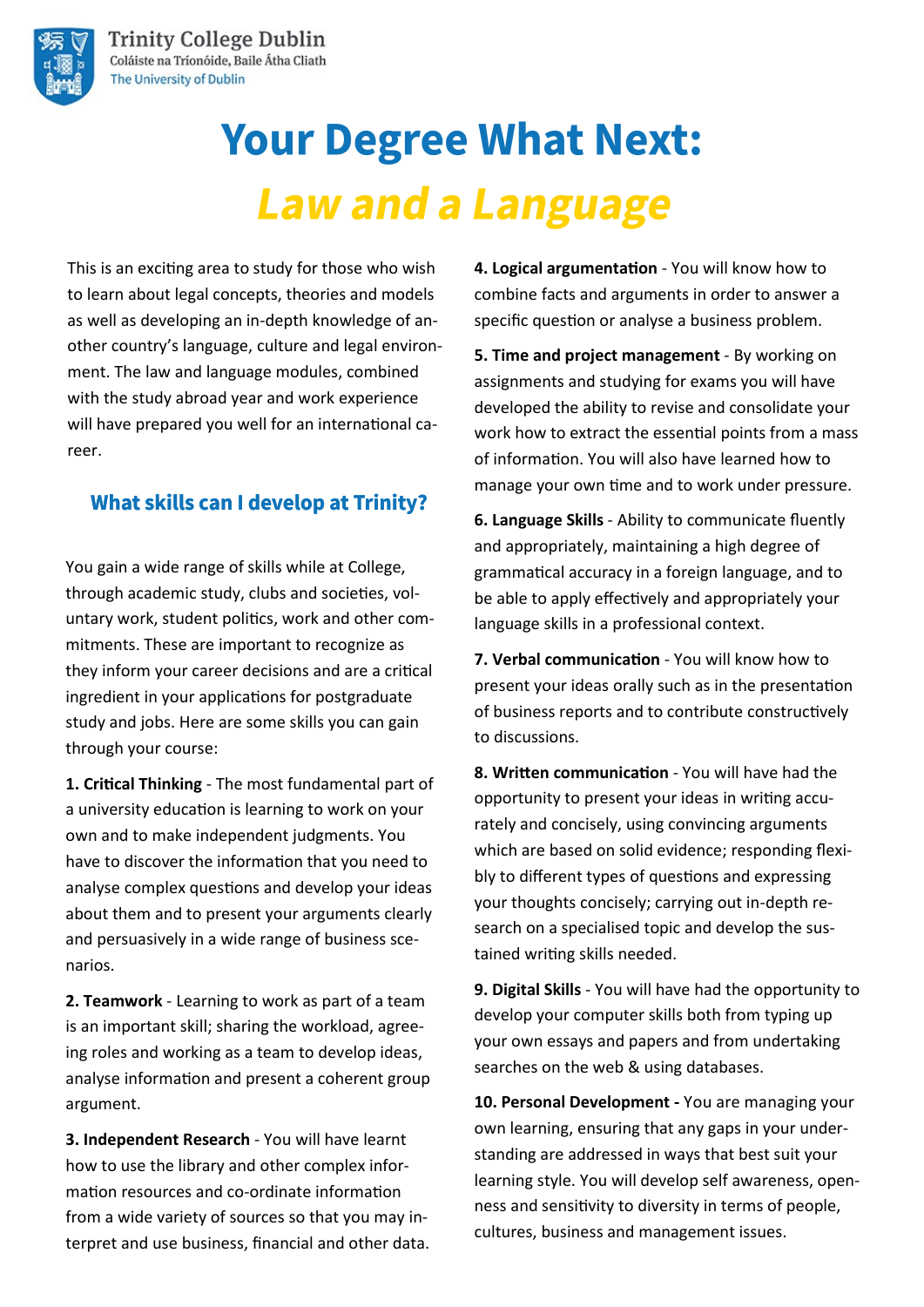Trinity College Dublin
Coláiste na Tríonóide, Baile Átha Cliath
The University of Dublin

# Your Degree What Next: *Law and a Language*

This is an exciting area to study for those who wish to learn about legal concepts, theories and models as well as developing an in-depth knowledge of another country's language, culture and legal environment. The law and language modules, combined with the study abroad year and work experience will have prepared you well for an international career.

## What skills can I develop at Trinity?

You gain a wide range of skills while at College, through academic study, clubs and societies, voluntary work, student politics, work and other commitments. These are important to recognize as they inform your career decisions and are a critical ingredient in your applications for postgraduate study and jobs. Here are some skills you can gain through your course:

**1. Critical Thinking** - The most fundamental part of a university education is learning to work on your own and to make independent judgments. You have to discover the information that you need to analyse complex questions and develop your ideas about them and to present your arguments clearly and persuasively in a wide range of business scenarios.

**2. Teamwork** - Learning to work as part of a team is an important skill; sharing the workload, agreeing roles and working as a team to develop ideas, analyse information and present a coherent group argument.

**3. Independent Research** - You will have learnt how to use the library and other complex information resources and co-ordinate information from a wide variety of sources so that you may interpret and use business, financial and other data.

**4. Logical argumentation** - You will know how to combine facts and arguments in order to answer a specific question or analyse a business problem.

**5. Time and project management** - By working on assignments and studying for exams you will have developed the ability to revise and consolidate your work how to extract the essential points from a mass of information. You will also have learned how to manage your own time and to work under pressure.

**6. Language Skills** - Ability to communicate fluently and appropriately, maintaining a high degree of grammatical accuracy in a foreign language, and to be able to apply effectively and appropriately your language skills in a professional context.

**7. Verbal communication** - You will know how to present your ideas orally such as in the presentation of business reports and to contribute constructively to discussions.

**8. Written communication** - You will have had the opportunity to present your ideas in writing accurately and concisely, using convincing arguments which are based on solid evidence; responding flexibly to different types of questions and expressing your thoughts concisely; carrying out in-depth research on a specialised topic and develop the sustained writing skills needed.

**9. Digital Skills** - You will have had the opportunity to develop your computer skills both from typing up your own essays and papers and from undertaking searches on the web & using databases.

**10. Personal Development -** You are managing your own learning, ensuring that any gaps in your understanding are addressed in ways that best suit your learning style. You will develop self awareness, openness and sensitivity to diversity in terms of people, cultures, business and management issues.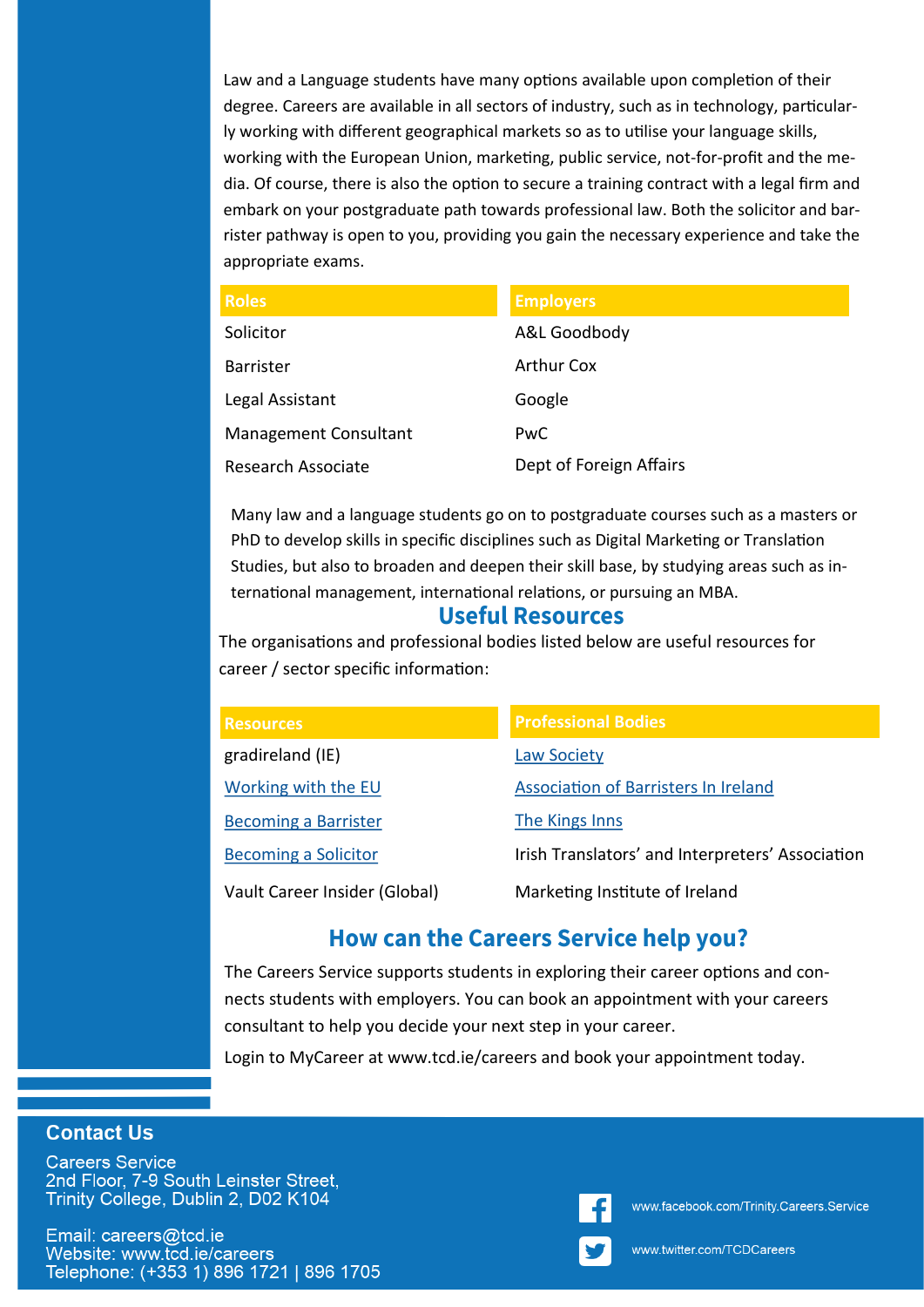Law and a Language students have many options available upon completion of their degree. Careers are available in all sectors of industry, such as in technology, particularly working with different geographical markets so as to utilise your language skills, working with the European Union, marketing, public service, not-for-profit and the media. Of course, there is also the option to secure a training contract with a legal firm and embark on your postgraduate path towards professional law. Both the solicitor and barrister pathway is open to you, providing you gain the necessary experience and take the appropriate exams.

| Roles | Employers |
|---|---|
| Solicitor | A&L Goodbody |
| Barrister | Arthur Cox |
| Legal Assistant | Google |
| Management Consultant | PwC |
| Research Associate | Dept of Foreign Affairs |

Many law and a language students go on to postgraduate courses such as a masters or PhD to develop skills in specific disciplines such as Digital Marketing or Translation Studies, but also to broaden and deepen their skill base, by studying areas such as international management, international relations, or pursuing an MBA.

## Useful Resources

The organisations and professional bodies listed below are useful resources for career / sector specific information:

| Resources | Professional Bodies |
|---|---|
| gradireland (IE) | Law Society |
| Working with the EU | Association of Barristers In Ireland |
| Becoming a Barrister | The Kings Inns |
| Becoming a Solicitor | Irish Translators' and Interpreters' Association |
| Vault Career Insider (Global) | Marketing Institute of Ireland |

## How can the Careers Service help you?

The Careers Service supports students in exploring their career options and connects students with employers. You can book an appointment with your careers consultant to help you decide your next step in your career.

Login to MyCareer at www.tcd.ie/careers and book your appointment today.

### Contact Us

Careers Service
2nd Floor, 7-9 South Leinster Street,
Trinity College, Dublin 2, D02 K104

Email: careers@tcd.ie
Website: www.tcd.ie/careers
Telephone: (+353 1) 896 1721 | 896 1705

www.facebook.com/Trinity.Careers.Service

www.twitter.com/TCDCareers